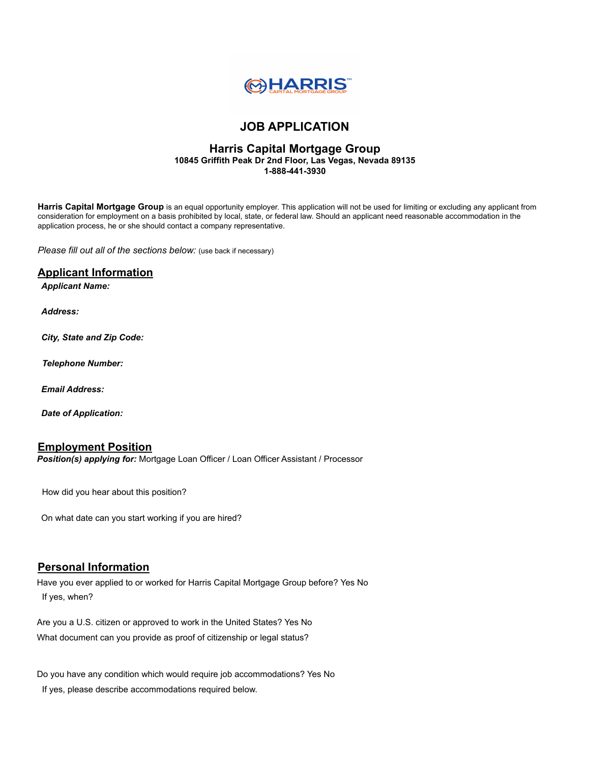# JOB APPLICATION

## Harris Capital Mortgage Group

**10845 Griffith Peak Dr 2nd Floor, Las Vegas, Nevada 89135**
**1-888-441-3930**

**Harris Capital Mortgage Group** is an equal opportunity employer. This application will not be used for limiting or excluding any applicant from consideration for employment on a basis prohibited by local, state, or federal law. Should an applicant need reasonable accommodation in the application process, he or she should contact a company representative.

*Please fill out all of the sections below:* (use back if necessary)

## Applicant Information

***Applicant Name:***

***Address:***

***City, State and Zip Code:***

***Telephone Number:***

***Email Address:***

***Date of Application:***

## Employment Position

***Position(s) applying for:*** Mortgage Loan Officer / Loan Officer Assistant / Processor

How did you hear about this position?

On what date can you start working if you are hired?

## Personal Information

Have you ever applied to or worked for Harris Capital Mortgage Group before? Yes No

If yes, when?

Are you a U.S. citizen or approved to work in the United States? Yes No

What document can you provide as proof of citizenship or legal status?

Do you have any condition which would require job accommodations? Yes No

If yes, please describe accommodations required below.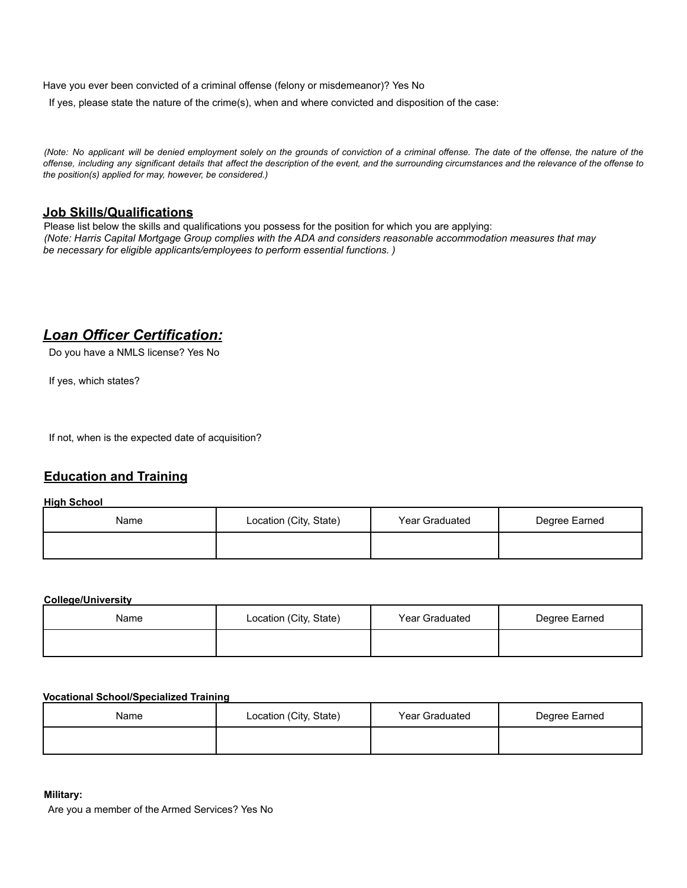Have you ever been convicted of a criminal offense (felony or misdemeanor)? Yes No

If yes, please state the nature of the crime(s), when and where convicted and disposition of the case:

*(Note: No applicant will be denied employment solely on the grounds of conviction of a criminal offense. The date of the offense, the nature of the offense, including any significant details that affect the description of the event, and the surrounding circumstances and the relevance of the offense to the position(s) applied for may, however, be considered.)*

## Job Skills/Qualifications

Please list below the skills and qualifications you possess for the position for which you are applying:
*(Note: Harris Capital Mortgage Group complies with the ADA and considers reasonable accommodation measures that may be necessary for eligible applicants/employees to perform essential functions. )*

## ***Loan Officer Certification:***

Do you have a NMLS license? Yes No

If yes, which states?

If not, when is the expected date of acquisition?

## Education and Training

**High School**

| Name | Location (City, State) | Year Graduated | Degree Earned |
|---|---|---|---|
| | | | |

**College/University**

| Name | Location (City, State) | Year Graduated | Degree Earned |
|---|---|---|---|
| | | | |

**Vocational School/Specialized Training**

| Name | Location (City, State) | Year Graduated | Degree Earned |
|---|---|---|---|
| | | | |

**Military:**

Are you a member of the Armed Services? Yes No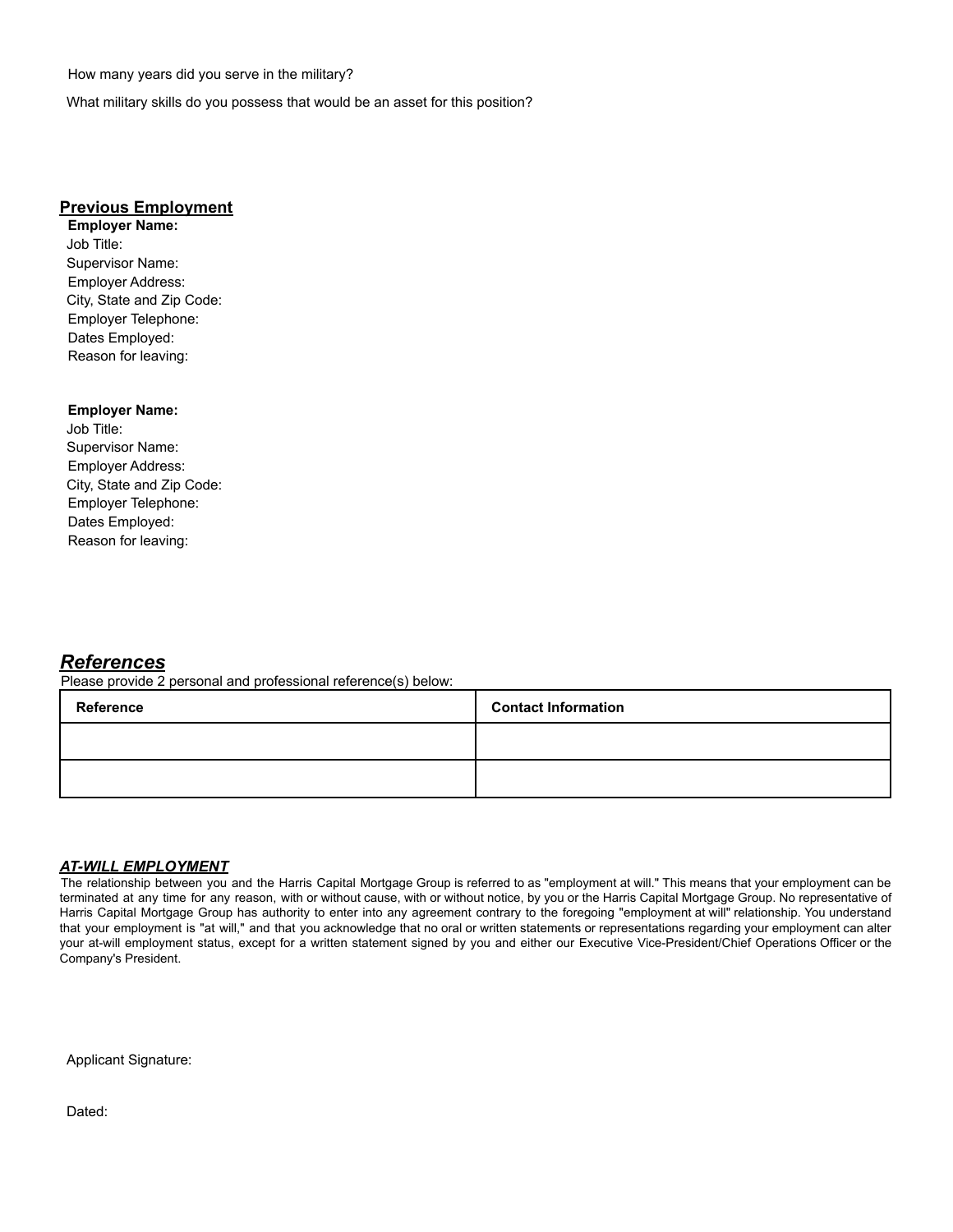How many years did you serve in the military?

What military skills do you possess that would be an asset for this position?

## Previous Employment

**Employer Name:**
Job Title:
Supervisor Name:
Employer Address:
City, State and Zip Code:
Employer Telephone:
Dates Employed:
Reason for leaving:

**Employer Name:**
Job Title:
Supervisor Name:
Employer Address:
City, State and Zip Code:
Employer Telephone:
Dates Employed:
Reason for leaving:

## *References*

Please provide 2 personal and professional reference(s) below:

| Reference | Contact Information |
|---|---|
| | |
| | |

### *AT-WILL EMPLOYMENT*

The relationship between you and the Harris Capital Mortgage Group is referred to as "employment at will." This means that your employment can be terminated at any time for any reason, with or without cause, with or without notice, by you or the Harris Capital Mortgage Group. No representative of Harris Capital Mortgage Group has authority to enter into any agreement contrary to the foregoing "employment at will" relationship. You understand that your employment is "at will," and that you acknowledge that no oral or written statements or representations regarding your employment can alter your at-will employment status, except for a written statement signed by you and either our Executive Vice-President/Chief Operations Officer or the Company's President.

Applicant Signature:

Dated: